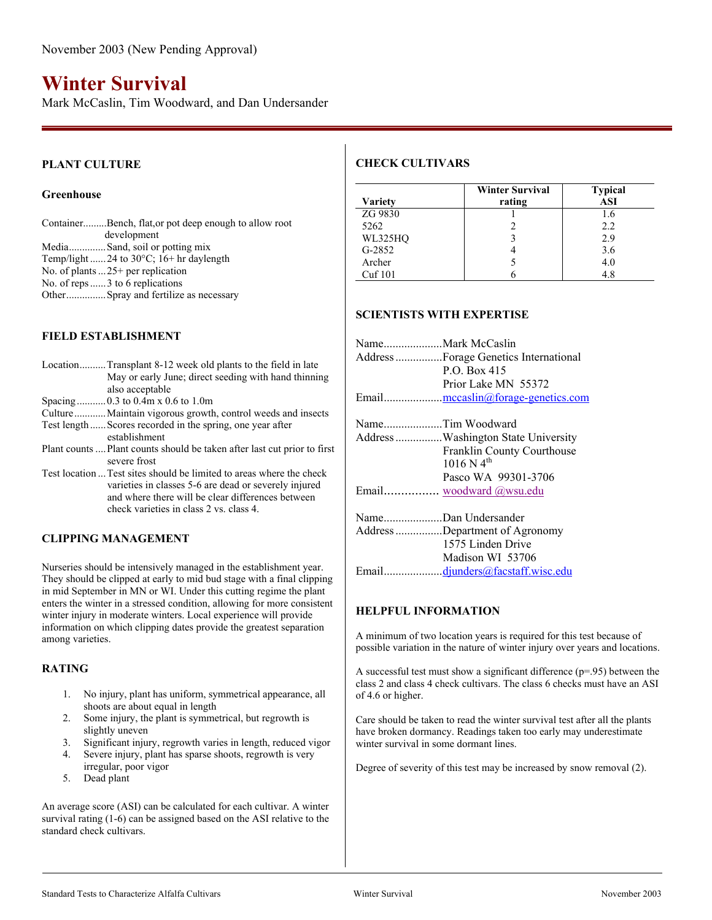November 2003 (New Pending Approval)

# Winter Survival

Mark McCaslin, Tim Woodward, and Dan Undersander

## PLANT CULTURE

### Greenhouse

Container.........Bench, flat,or pot deep enough to allow root development
Media.............Sand, soil or potting mix
Temp/light......24 to 30°C; 16+ hr daylength
No. of plants ...25+ per replication
No. of reps ......3 to 6 replications
Other..............Spray and fertilize as necessary

## FIELD ESTABLISHMENT

Location..........Transplant 8-12 week old plants to the field in late May or early June; direct seeding with hand thinning also acceptable
Spacing...........0.3 to 0.4m x 0.6 to 1.0m
Culture............Maintain vigorous growth, control weeds and insects
Test length......Scores recorded in the spring, one year after establishment
Plant counts ....Plant counts should be taken after last cut prior to first severe frost
Test location ...Test sites should be limited to areas where the check varieties in classes 5-6 are dead or severely injured and where there will be clear differences between check varieties in class 2 vs. class 4.

## CLIPPING MANAGEMENT

Nurseries should be intensively managed in the establishment year. They should be clipped at early to mid bud stage with a final clipping in mid September in MN or WI. Under this cutting regime the plant enters the winter in a stressed condition, allowing for more consistent winter injury in moderate winters. Local experience will provide information on which clipping dates provide the greatest separation among varieties.

## RATING

1. No injury, plant has uniform, symmetrical appearance, all shoots are about equal in length
2. Some injury, the plant is symmetrical, but regrowth is slightly uneven
3. Significant injury, regrowth varies in length, reduced vigor
4. Severe injury, plant has sparse shoots, regrowth is very irregular, poor vigor
5. Dead plant

An average score (ASI) can be calculated for each cultivar. A winter survival rating (1-6) can be assigned based on the ASI relative to the standard check cultivars.

## CHECK CULTIVARS

| Variety | Winter Survival rating | Typical ASI |
|---|---|---|
| ZG 9830 | 1 | 1.6 |
| 5262 | 2 | 2.2 |
| WL325HQ | 3 | 2.9 |
| G-2852 | 4 | 3.6 |
| Archer | 5 | 4.0 |
| Cuf 101 | 6 | 4.8 |

## SCIENTISTS WITH EXPERTISE

Name....................Mark McCaslin
Address................Forage Genetics International
P.O. Box 415
Prior Lake MN 55372
Email....................mccaslin@forage-genetics.com

Name....................Tim Woodward
Address................Washington State University
Franklin County Courthouse
1016 N 4th
Pasco WA 99301-3706
Email................ woodward @wsu.edu

Name....................Dan Undersander
Address................Department of Agronomy
1575 Linden Drive
Madison WI 53706
Email....................djunders@facstaff.wisc.edu

## HELPFUL INFORMATION

A minimum of two location years is required for this test because of possible variation in the nature of winter injury over years and locations.

A successful test must show a significant difference (p=.95) between the class 2 and class 4 check cultivars. The class 6 checks must have an ASI of 4.6 or higher.

Care should be taken to read the winter survival test after all the plants have broken dormancy. Readings taken too early may underestimate winter survival in some dormant lines.

Degree of severity of this test may be increased by snow removal (2).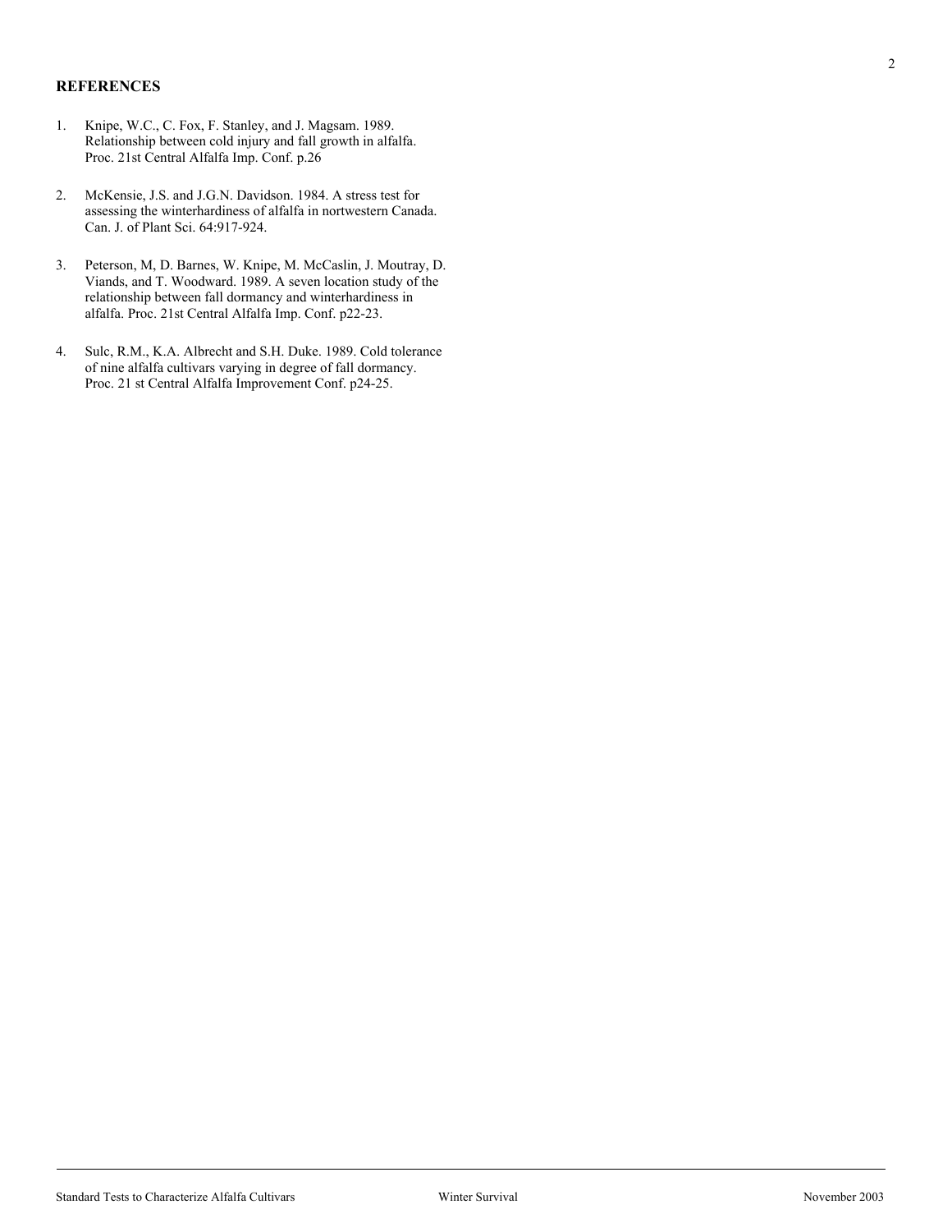## REFERENCES

1. Knipe, W.C., C. Fox, F. Stanley, and J. Magsam. 1989. Relationship between cold injury and fall growth in alfalfa. Proc. 21st Central Alfalfa Imp. Conf. p.26

2. McKensie, J.S. and J.G.N. Davidson. 1984. A stress test for assessing the winterhardiness of alfalfa in nortwestern Canada. Can. J. of Plant Sci. 64:917-924.

3. Peterson, M, D. Barnes, W. Knipe, M. McCaslin, J. Moutray, D. Viands, and T. Woodward. 1989. A seven location study of the relationship between fall dormancy and winterhardiness in alfalfa. Proc. 21st Central Alfalfa Imp. Conf. p22-23.

4. Sulc, R.M., K.A. Albrecht and S.H. Duke. 1989. Cold tolerance of nine alfalfa cultivars varying in degree of fall dormancy. Proc. 21 st Central Alfalfa Improvement Conf. p24-25.